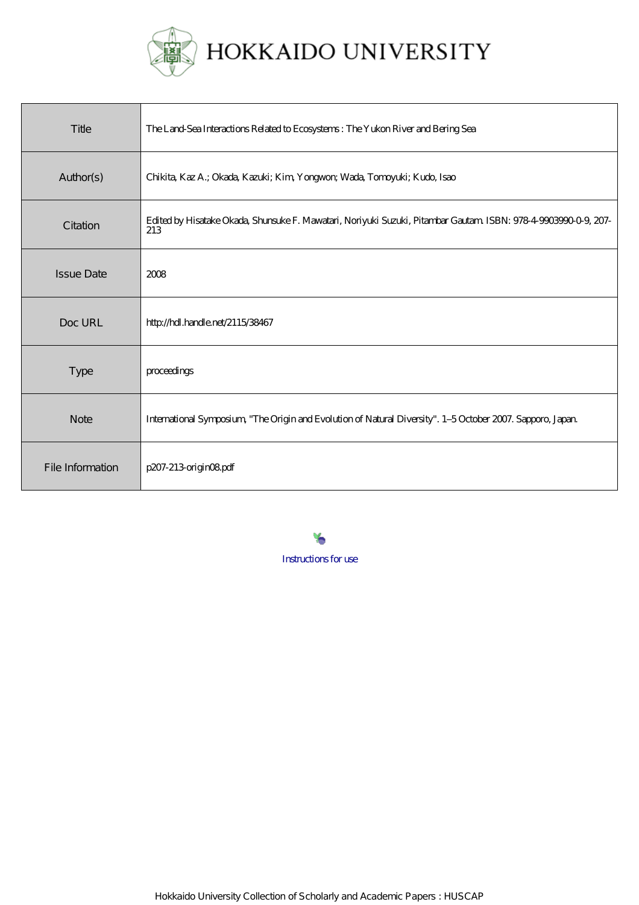HOKKAIDO UNIVERSITY

| Title | The Land-Sea Interactions Related to Ecosystems : The Yukon River and Bering Sea |
|---|---|
| Author(s) | Chikita, Kaz A.; Okada, Kazuki; Kim, Yongwon; Wada, Tomoyuki; Kudo, Isao |
| Citation | Edited by Hisatake Okada, Shunsuke F. Mawatari, Noriyuki Suzuki, Pitambar Gautam. ISBN: 978-4-9903990-0-9, 207-213 |
| Issue Date | 2008 |
| Doc URL | http://hdl.handle.net/2115/38467 |
| Type | proceedings |
| Note | International Symposium, "The Origin and Evolution of Natural Diversity". 1–5 October 2007. Sapporo, Japan. |
| File Information | p207-213-origin08.pdf |

Instructions for use

Hokkaido University Collection of Scholarly and Academic Papers : HUSCAP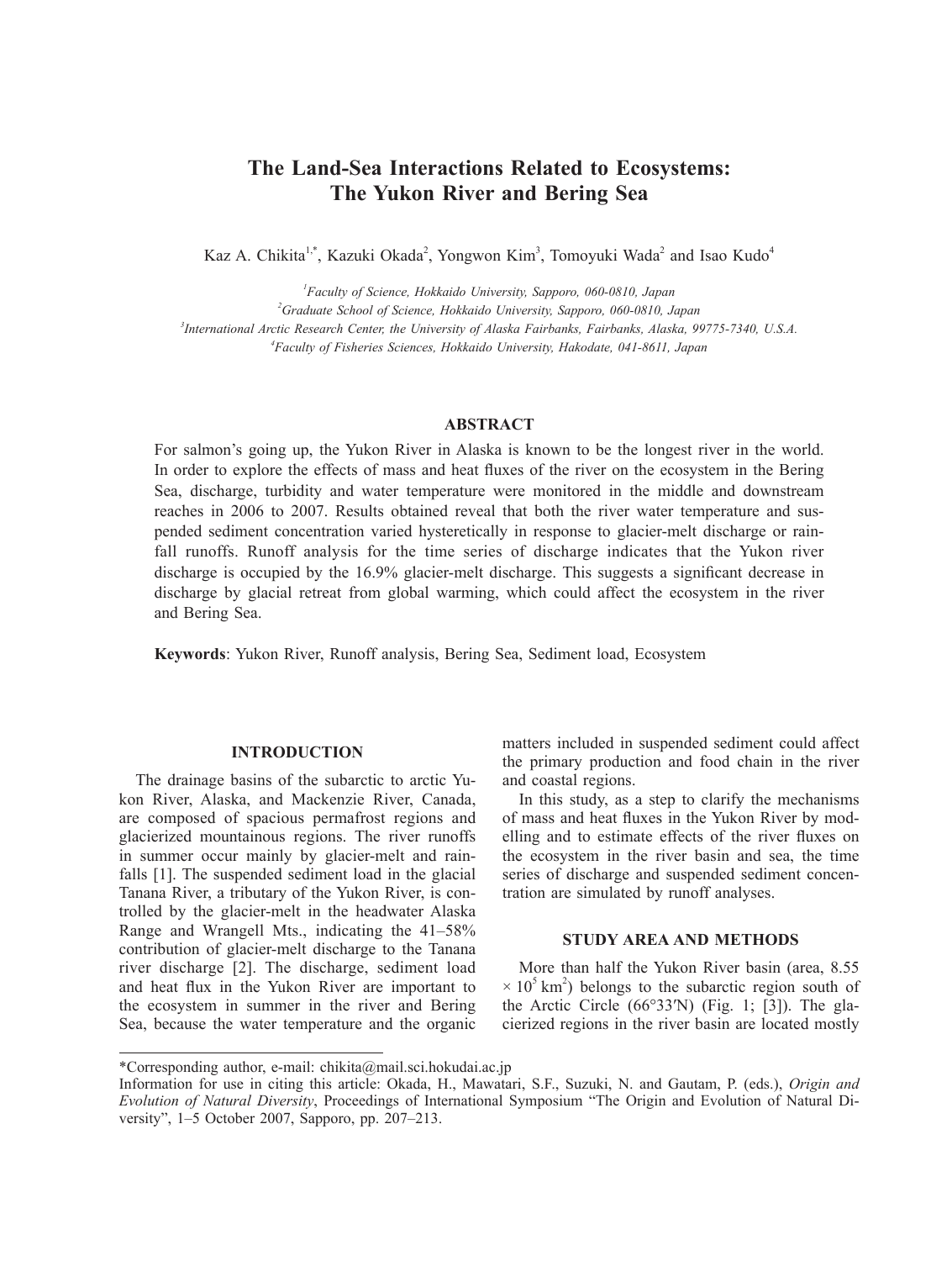# The Land-Sea Interactions Related to Ecosystems: The Yukon River and Bering Sea

Kaz A. Chikita[1,*], Kazuki Okada[2], Yongwon Kim[3], Tomoyuki Wada[2] and Isao Kudo[4]

[1]*Faculty of Science, Hokkaido University, Sapporo, 060-0810, Japan*

[2]*Graduate School of Science, Hokkaido University, Sapporo, 060-0810, Japan*

[3]*International Arctic Research Center, the University of Alaska Fairbanks, Fairbanks, Alaska, 99775-7340, U.S.A.*

[4]*Faculty of Fisheries Sciences, Hokkaido University, Hakodate, 041-8611, Japan*

## ABSTRACT

For salmon's going up, the Yukon River in Alaska is known to be the longest river in the world. In order to explore the effects of mass and heat fluxes of the river on the ecosystem in the Bering Sea, discharge, turbidity and water temperature were monitored in the middle and downstream reaches in 2006 to 2007. Results obtained reveal that both the river water temperature and suspended sediment concentration varied hysteretically in response to glacier-melt discharge or rainfall runoffs. Runoff analysis for the time series of discharge indicates that the Yukon river discharge is occupied by the 16.9% glacier-melt discharge. This suggests a significant decrease in discharge by glacial retreat from global warming, which could affect the ecosystem in the river and Bering Sea.

**Keywords**: Yukon River, Runoff analysis, Bering Sea, Sediment load, Ecosystem

## INTRODUCTION

The drainage basins of the subarctic to arctic Yukon River, Alaska, and Mackenzie River, Canada, are composed of spacious permafrost regions and glacierized mountainous regions. The river runoffs in summer occur mainly by glacier-melt and rainfalls [1]. The suspended sediment load in the glacial Tanana River, a tributary of the Yukon River, is controlled by the glacier-melt in the headwater Alaska Range and Wrangell Mts., indicating the 41–58% contribution of glacier-melt discharge to the Tanana river discharge [2]. The discharge, sediment load and heat flux in the Yukon River are important to the ecosystem in summer in the river and Bering Sea, because the water temperature and the organic matters included in suspended sediment could affect the primary production and food chain in the river and coastal regions.

In this study, as a step to clarify the mechanisms of mass and heat fluxes in the Yukon River by modelling and to estimate effects of the river fluxes on the ecosystem in the river basin and sea, the time series of discharge and suspended sediment concentration are simulated by runoff analyses.

## STUDY AREA AND METHODS

More than half the Yukon River basin (area, 8.55 $\times 10^5$ km$^2$) belongs to the subarctic region south of the Arctic Circle (66°33′N) (Fig. 1; [3]). The glacierized regions in the river basin are located mostly

\*Corresponding author, e-mail: chikita@mail.sci.hokudai.ac.jp

Information for use in citing this article: Okada, H., Mawatari, S.F., Suzuki, N. and Gautam, P. (eds.), *Origin and Evolution of Natural Diversity*, Proceedings of International Symposium "The Origin and Evolution of Natural Diversity", 1–5 October 2007, Sapporo, pp. 207–213.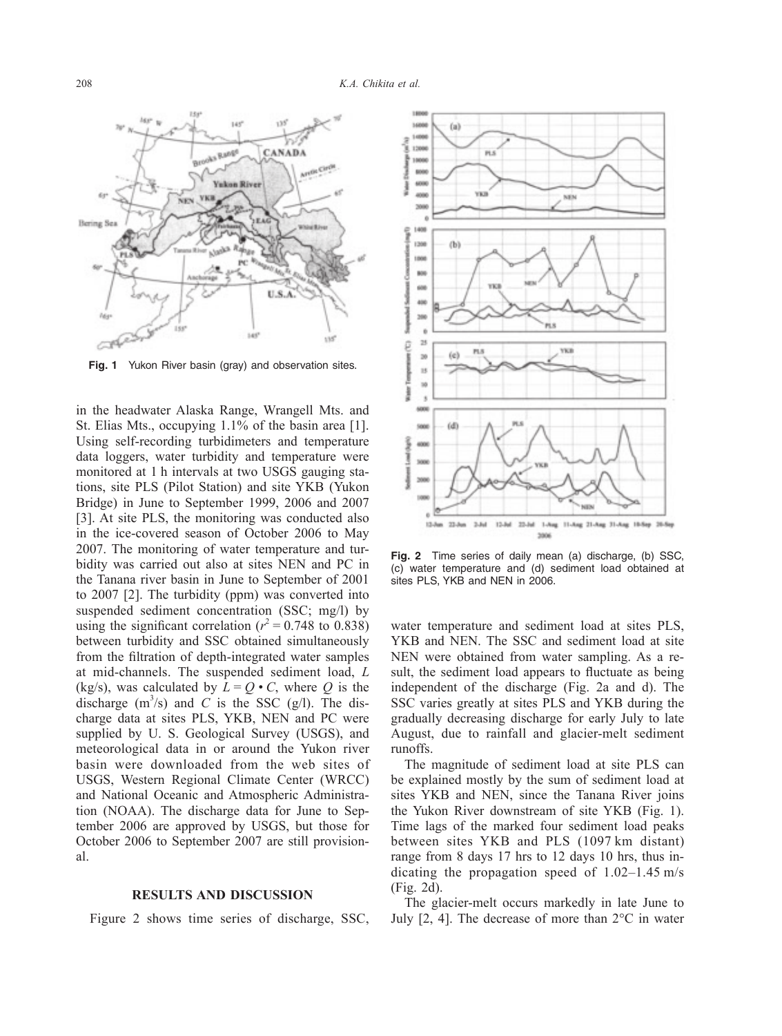in the headwater Alaska Range, Wrangell Mts. and St. Elias Mts., occupying 1.1% of the basin area [1]. Using self-recording turbidimeters and temperature data loggers, water turbidity and temperature were monitored at 1 h intervals at two USGS gauging stations, site PLS (Pilot Station) and site YKB (Yukon Bridge) in June to September 1999, 2006 and 2007 [3]. At site PLS, the monitoring was conducted also in the ice-covered season of October 2006 to May 2007. The monitoring of water temperature and turbidity was carried out also at sites NEN and PC in the Tanana river basin in June to September of 2001 to 2007 [2]. The turbidity (ppm) was converted into suspended sediment concentration (SSC; mg/l) by using the significant correlation ($r^2 = 0.748$ to $0.838$) between turbidity and SSC obtained simultaneously from the filtration of depth-integrated water samples at mid-channels. The suspended sediment load, $L$ (kg/s), was calculated by $L = Q \cdot C$, where $Q$ is the discharge ($m^3/s$) and $C$ is the SSC (g/l). The discharge data at sites PLS, YKB, NEN and PC were supplied by U. S. Geological Survey (USGS), and meteorological data in or around the Yukon river basin were downloaded from the web sites of USGS, Western Regional Climate Center (WRCC) and National Oceanic and Atmospheric Administration (NOAA). The discharge data for June to September 2006 are approved by USGS, but those for October 2006 to September 2007 are still provisional.

**Fig. 1** Yukon River basin (gray) and observation sites.

## RESULTS AND DISCUSSION

Figure 2 shows time series of discharge, SSC, water temperature and sediment load at sites PLS, YKB and NEN. The SSC and sediment load at site NEN were obtained from water sampling. As a result, the sediment load appears to fluctuate as being independent of the discharge (Fig. 2a and d). The SSC varies greatly at sites PLS and YKB during the gradually decreasing discharge for early July to late August, due to rainfall and glacier-melt sediment runoffs.

**Fig. 2** Time series of daily mean (a) discharge, (b) SSC, (c) water temperature and (d) sediment load obtained at sites PLS, YKB and NEN in 2006.

The magnitude of sediment load at site PLS can be explained mostly by the sum of sediment load at sites YKB and NEN, since the Tanana River joins the Yukon River downstream of site YKB (Fig. 1). Time lags of the marked four sediment load peaks between sites YKB and PLS (1097 km distant) range from 8 days 17 hrs to 12 days 10 hrs, thus indicating the propagation speed of 1.02–1.45 m/s (Fig. 2d).

The glacier-melt occurs markedly in late June to July [2, 4]. The decrease of more than 2°C in water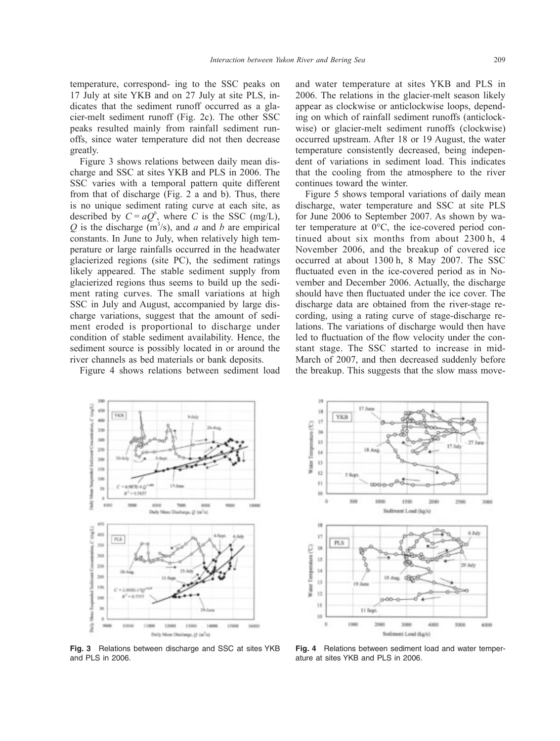temperature, correspond- ing to the SSC peaks on 17 July at site YKB and on 27 July at site PLS, indicates that the sediment runoff occurred as a glacier-melt sediment runoff (Fig. 2c). The other SSC peaks resulted mainly from rainfall sediment runoffs, since water temperature did not then decrease greatly.

Figure 3 shows relations between daily mean discharge and SSC at sites YKB and PLS in 2006. The SSC varies with a temporal pattern quite different from that of discharge (Fig. 2 a and b). Thus, there is no unique sediment rating curve at each site, as described by $C = aQ^b$, where $C$ is the SSC (mg/L), $Q$ is the discharge ($m^3$/s), and $a$ and $b$ are empirical constants. In June to July, when relatively high temperature or large rainfalls occurred in the headwater glacierized regions (site PC), the sediment ratings likely appeared. The stable sediment supply from glacierized regions thus seems to build up the sediment rating curves. The small variations at high SSC in July and August, accompanied by large discharge variations, suggest that the amount of sediment eroded is proportional to discharge under condition of stable sediment availability. Hence, the sediment source is possibly located in or around the river channels as bed materials or bank deposits.

Figure 4 shows relations between sediment load and water temperature at sites YKB and PLS in 2006. The relations in the glacier-melt season likely appear as clockwise or anticlockwise loops, depending on which of rainfall sediment runoffs (anticlockwise) or glacier-melt sediment runoffs (clockwise) occurred upstream. After 18 or 19 August, the water temperature consistently decreased, being independent of variations in sediment load. This indicates that the cooling from the atmosphere to the river continues toward the winter.

Figure 5 shows temporal variations of daily mean discharge, water temperature and SSC at site PLS for June 2006 to September 2007. As shown by water temperature at 0°C, the ice-covered period continued about six months from about 2300 h, 4 November 2006, and the breakup of covered ice occurred at about 1300 h, 8 May 2007. The SSC fluctuated even in the ice-covered period as in November and December 2006. Actually, the discharge should have then fluctuated under the ice cover. The discharge data are obtained from the river-stage recording, using a rating curve of stage-discharge relations. The variations of discharge would then have led to fluctuation of the flow velocity under the constant stage. The SSC started to increase in mid-March of 2007, and then decreased suddenly before the breakup. This suggests that the slow mass move-

**Fig. 3** Relations between discharge and SSC at sites YKB and PLS in 2006.

**Fig. 4** Relations between sediment load and water temperature at sites YKB and PLS in 2006.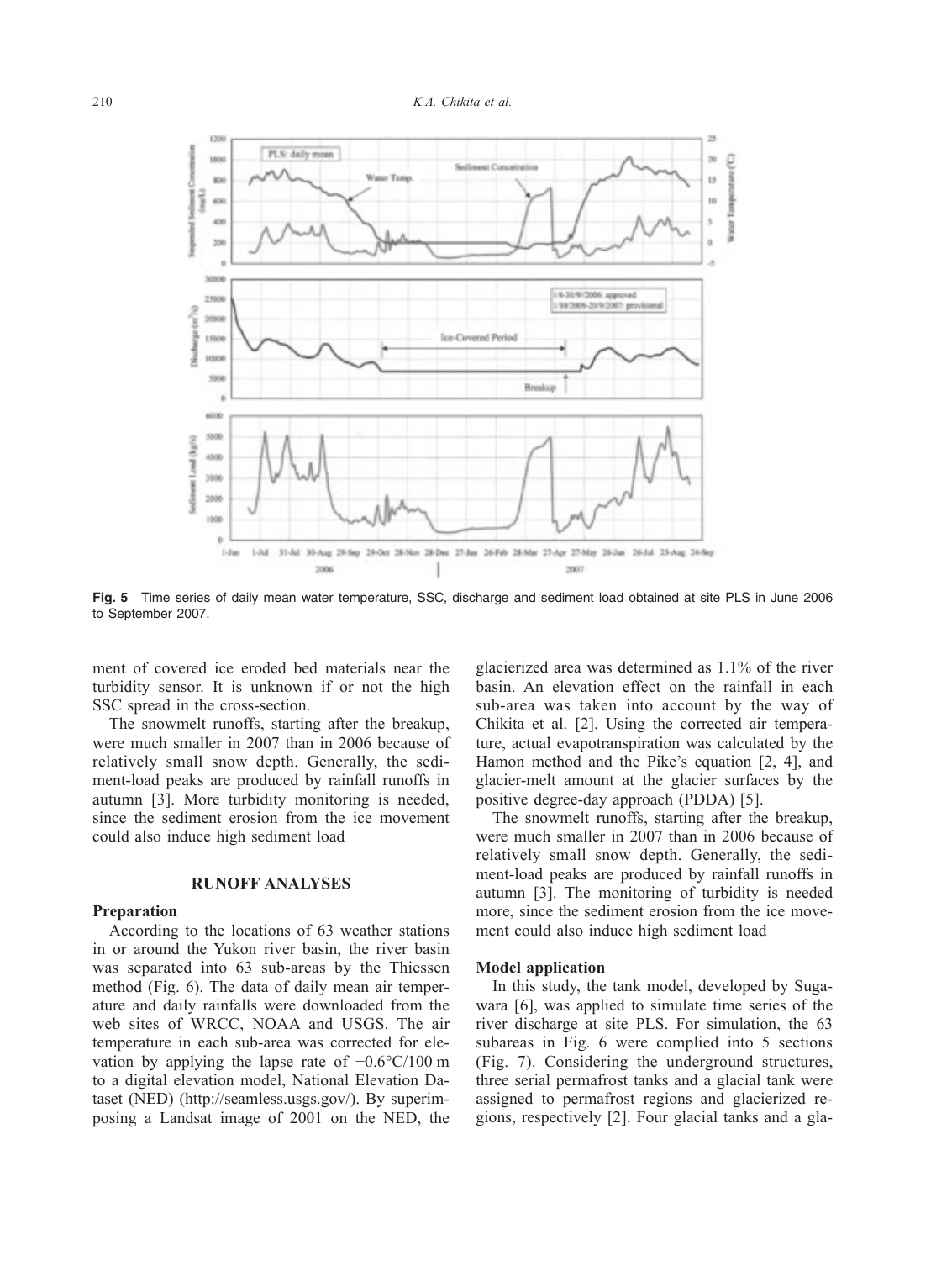**Fig. 5** Time series of daily mean water temperature, SSC, discharge and sediment load obtained at site PLS in June 2006 to September 2007.

ment of covered ice eroded bed materials near the turbidity sensor. It is unknown if or not the high SSC spread in the cross-section.

The snowmelt runoffs, starting after the breakup, were much smaller in 2007 than in 2006 because of relatively small snow depth. Generally, the sediment-load peaks are produced by rainfall runoffs in autumn [3]. More turbidity monitoring is needed, since the sediment erosion from the ice movement could also induce high sediment load

## RUNOFF ANALYSES

### Preparation

According to the locations of 63 weather stations in or around the Yukon river basin, the river basin was separated into 63 sub-areas by the Thiessen method (Fig. 6). The data of daily mean air temperature and daily rainfalls were downloaded from the web sites of WRCC, NOAA and USGS. The air temperature in each sub-area was corrected for elevation by applying the lapse rate of −0.6°C/100 m to a digital elevation model, National Elevation Dataset (NED) (http://seamless.usgs.gov/). By superimposing a Landsat image of 2001 on the NED, the glacierized area was determined as 1.1% of the river basin. An elevation effect on the rainfall in each sub-area was taken into account by the way of Chikita et al. [2]. Using the corrected air temperature, actual evapotranspiration was calculated by the Hamon method and the Pike's equation [2, 4], and glacier-melt amount at the glacier surfaces by the positive degree-day approach (PDDA) [5].

The snowmelt runoffs, starting after the breakup, were much smaller in 2007 than in 2006 because of relatively small snow depth. Generally, the sediment-load peaks are produced by rainfall runoffs in autumn [3]. The monitoring of turbidity is needed more, since the sediment erosion from the ice movement could also induce high sediment load

### Model application

In this study, the tank model, developed by Sugawara [6], was applied to simulate time series of the river discharge at site PLS. For simulation, the 63 subareas in Fig. 6 were complied into 5 sections (Fig. 7). Considering the underground structures, three serial permafrost tanks and a glacial tank were assigned to permafrost regions and glacierized regions, respectively [2]. Four glacial tanks and a gla-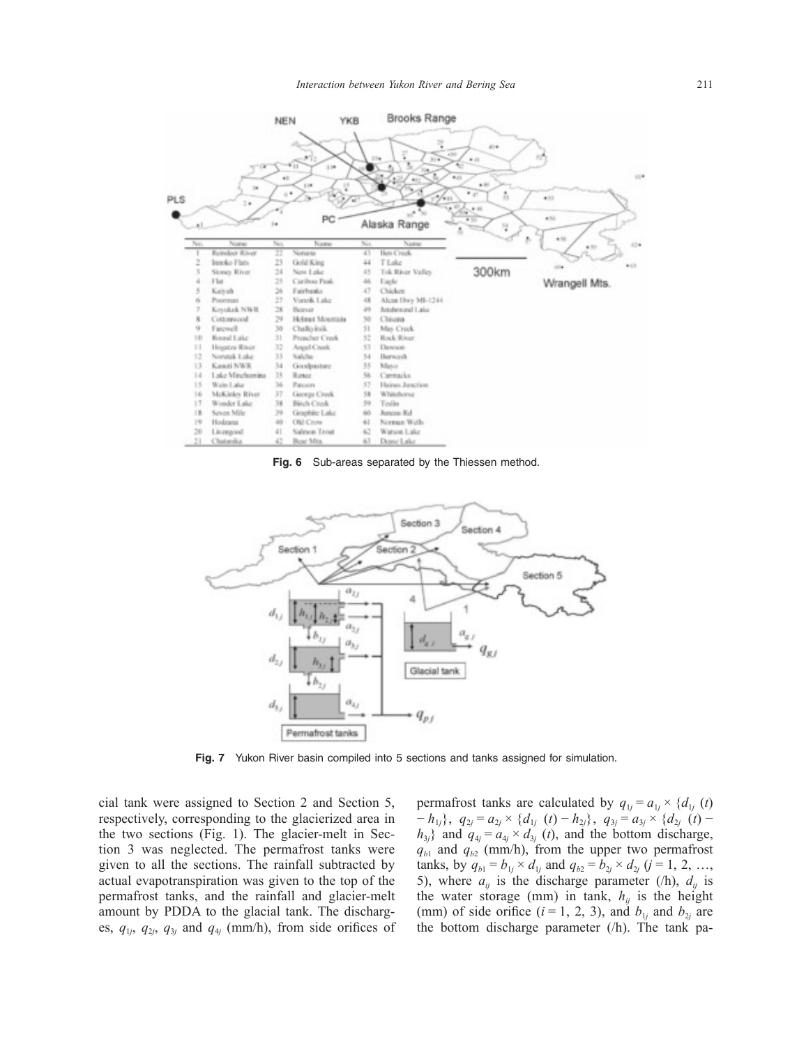| No. | Name | No. | Name | No. | Name |
|---|---|---|---|---|---|
| 1 | Reindeer River | 22 | Nenana | 43 | Ben Creek |
| 2 | Innoko Flats | 23 | Gold King | 44 | T Lake |
| 3 | Stoney River | 24 | New Lake | 45 | Tok River Valley |
| 4 | Flat | 25 | Caribou Peak | 46 | Eagle |
| 5 | Kaiyuh | 26 | Fairbanks | 47 | Chicken |
| 6 | Poorman | 27 | Vunzik Lake | 48 | Alcan Hwy MI-1244 |
| 7 | Koyukuk NWR | 28 | Beaver | 49 | Jatahmund Lake |
| 8 | Cottonwood | 29 | Helmut Mountain | 50 | Chisana |
| 9 | Farewell | 30 | Chalkyitsik | 51 | May Creek |
| 10 | Round Lake | 31 | Preacher Creek | 52 | Rock River |
| 11 | Hogatza River | 32 | Angel Creek | 53 | Dawson |
| 12 | Norutak Lake | 33 | Salcha | 54 | Burwash |
| 13 | Kanuti NWR | 34 | Goodpasture | 55 | Mayo |
| 14 | Lake Minchumina | 35 | Rosee | 56 | Carmacks |
| 15 | Wein Lake | 36 | Paxson | 57 | Haines Junction |
| 16 | McKinley River | 37 | George Creek | 58 | Whitehorse |
| 17 | Wonder Lake | 38 | Birch Creek | 59 | Teslin |
| 18 | Seven Mile | 39 | Graphite Lake | 60 | Juneau Rd |
| 19 | Hodzana | 40 | Old Crow | 61 | Norman Wells |
| 20 | Livengood | 41 | Salmon Trout | 62 | Watson Lake |
| 21 | Chatanika | 42 | Bear Mtn. | 63 | Dease Lake |

**Fig. 6** Sub-areas separated by the Thiessen method.

**Fig. 7** Yukon River basin compiled into 5 sections and tanks assigned for simulation.

cial tank were assigned to Section 2 and Section 5, respectively, corresponding to the glacierized area in the two sections (Fig. 1). The glacier-melt in Section 3 was neglected. The permafrost tanks were given to all the sections. The rainfall subtracted by actual evapotranspiration was given to the top of the permafrost tanks, and the rainfall and glacier-melt amount by PDDA to the glacial tank. The discharges, $q_{1j}$, $q_{2j}$, $q_{3j}$ and $q_{4j}$ (mm/h), from side orifices of permafrost tanks are calculated by $q_{1j} = a_{1j} \times \{d_{1j}(t) - h_{1j}\}$, $q_{2j} = a_{2j} \times \{d_{1j}(t) - h_{2j}\}$, $q_{3j} = a_{3j} \times \{d_{2j}(t) - h_{3j}\}$ and $q_{4j} = a_{4j} \times d_{3j}(t)$, and the bottom discharge, $q_{b1}$ and $q_{b2}$ (mm/h), from the upper two permafrost tanks, by $q_{b1} = b_{1j} \times d_{1j}$ and $q_{b2} = b_{2j} \times d_{2j}$ ($j = 1, 2, \ldots, 5$), where $a_{ij}$ is the discharge parameter (/h), $d_{ij}$ is the water storage (mm) in tank, $h_{ij}$ is the height (mm) of side orifice ($i = 1, 2, 3$), and $b_{1j}$ and $b_{2j}$ are the bottom discharge parameter (/h). The tank pa-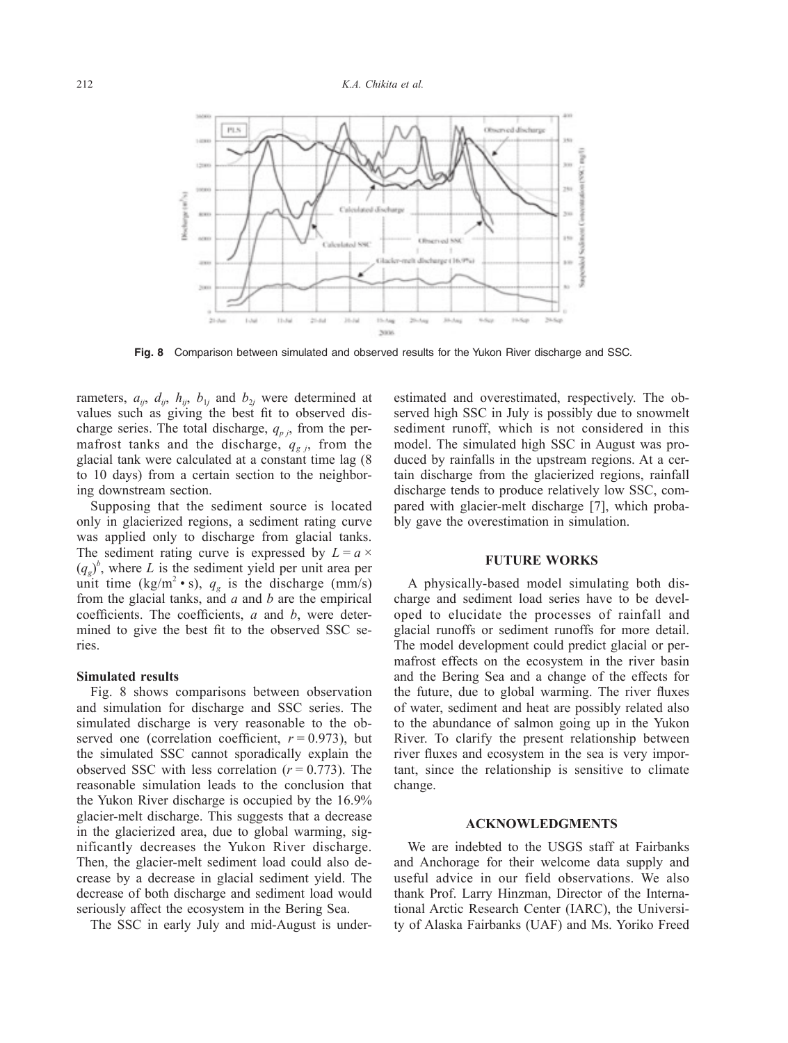Fig. 8 Comparison between simulated and observed results for the Yukon River discharge and SSC.

rameters, $a_{ij}$, $d_{ij}$, $h_{ij}$, $b_{1j}$ and $b_{2j}$ were determined at values such as giving the best fit to observed discharge series. The total discharge, $q_{p\,j}$, from the permafrost tanks and the discharge, $q_{g\,j}$, from the glacial tank were calculated at a constant time lag (8 to 10 days) from a certain section to the neighboring downstream section.

Supposing that the sediment source is located only in glacierized regions, a sediment rating curve was applied only to discharge from glacial tanks. The sediment rating curve is expressed by $L = a \times (q_g)^b$, where $L$ is the sediment yield per unit area per unit time ($kg/m^2 \cdot s$), $q_g$ is the discharge (mm/s) from the glacial tanks, and $a$ and $b$ are the empirical coefficients. The coefficients, $a$ and $b$, were determined to give the best fit to the observed SSC series.

### Simulated results

Fig. 8 shows comparisons between observation and simulation for discharge and SSC series. The simulated discharge is very reasonable to the observed one (correlation coefficient, $r = 0.973$), but the simulated SSC cannot sporadically explain the observed SSC with less correlation ($r = 0.773$). The reasonable simulation leads to the conclusion that the Yukon River discharge is occupied by the 16.9% glacier-melt discharge. This suggests that a decrease in the glacierized area, due to global warming, significantly decreases the Yukon River discharge. Then, the glacier-melt sediment load could also decrease by a decrease in glacial sediment yield. The decrease of both discharge and sediment load would seriously affect the ecosystem in the Bering Sea.

The SSC in early July and mid-August is underestimated and overestimated, respectively. The observed high SSC in July is possibly due to snowmelt sediment runoff, which is not considered in this model. The simulated high SSC in August was produced by rainfalls in the upstream regions. At a certain discharge from the glacierized regions, rainfall discharge tends to produce relatively low SSC, compared with glacier-melt discharge [7], which probably gave the overestimation in simulation.

## FUTURE WORKS

A physically-based model simulating both discharge and sediment load series have to be developed to elucidate the processes of rainfall and glacial runoffs or sediment runoffs for more detail. The model development could predict glacial or permafrost effects on the ecosystem in the river basin and the Bering Sea and a change of the effects for the future, due to global warming. The river fluxes of water, sediment and heat are possibly related also to the abundance of salmon going up in the Yukon River. To clarify the present relationship between river fluxes and ecosystem in the sea is very important, since the relationship is sensitive to climate change.

## ACKNOWLEDGMENTS

We are indebted to the USGS staff at Fairbanks and Anchorage for their welcome data supply and useful advice in our field observations. We also thank Prof. Larry Hinzman, Director of the International Arctic Research Center (IARC), the University of Alaska Fairbanks (UAF) and Ms. Yoriko Freed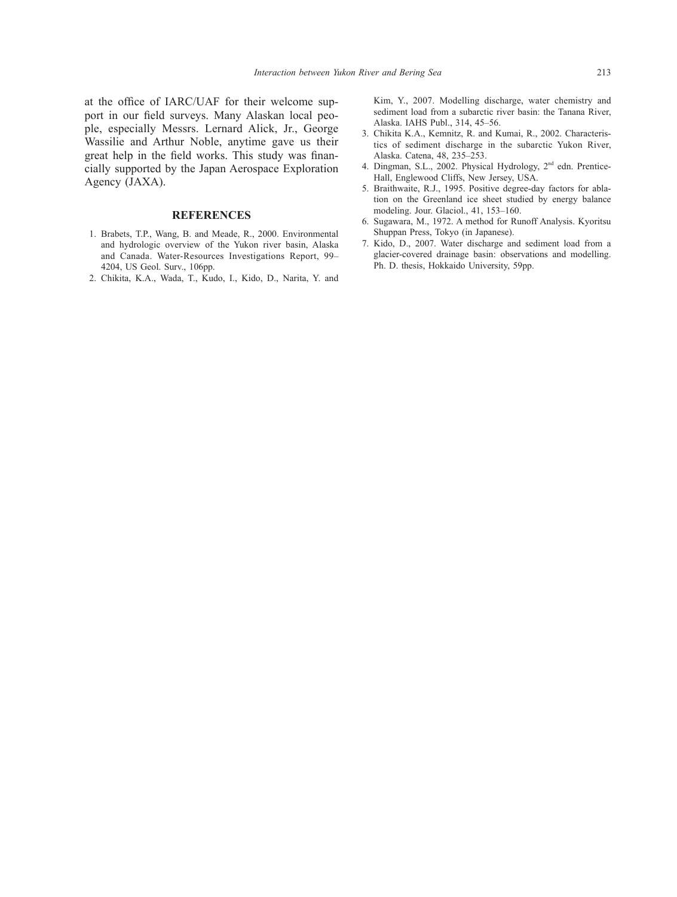at the office of IARC/UAF for their welcome support in our field surveys. Many Alaskan local people, especially Messrs. Lernard Alick, Jr., George Wassilie and Arthur Noble, anytime gave us their great help in the field works. This study was financially supported by the Japan Aerospace Exploration Agency (JAXA).

## REFERENCES

1. Brabets, T.P., Wang, B. and Meade, R., 2000. Environmental and hydrologic overview of the Yukon river basin, Alaska and Canada. Water-Resources Investigations Report, 99–4204, US Geol. Surv., 106pp.
2. Chikita, K.A., Wada, T., Kudo, I., Kido, D., Narita, Y. and Kim, Y., 2007. Modelling discharge, water chemistry and sediment load from a subarctic river basin: the Tanana River, Alaska. IAHS Publ., 314, 45–56.
3. Chikita K.A., Kemnitz, R. and Kumai, R., 2002. Characteristics of sediment discharge in the subarctic Yukon River, Alaska. Catena, 48, 235–253.
4. Dingman, S.L., 2002. Physical Hydrology, 2nd edn. Prentice-Hall, Englewood Cliffs, New Jersey, USA.
5. Braithwaite, R.J., 1995. Positive degree-day factors for ablation on the Greenland ice sheet studied by energy balance modeling. Jour. Glaciol., 41, 153–160.
6. Sugawara, M., 1972. A method for Runoff Analysis. Kyoritsu Shuppan Press, Tokyo (in Japanese).
7. Kido, D., 2007. Water discharge and sediment load from a glacier-covered drainage basin: observations and modelling. Ph. D. thesis, Hokkaido University, 59pp.